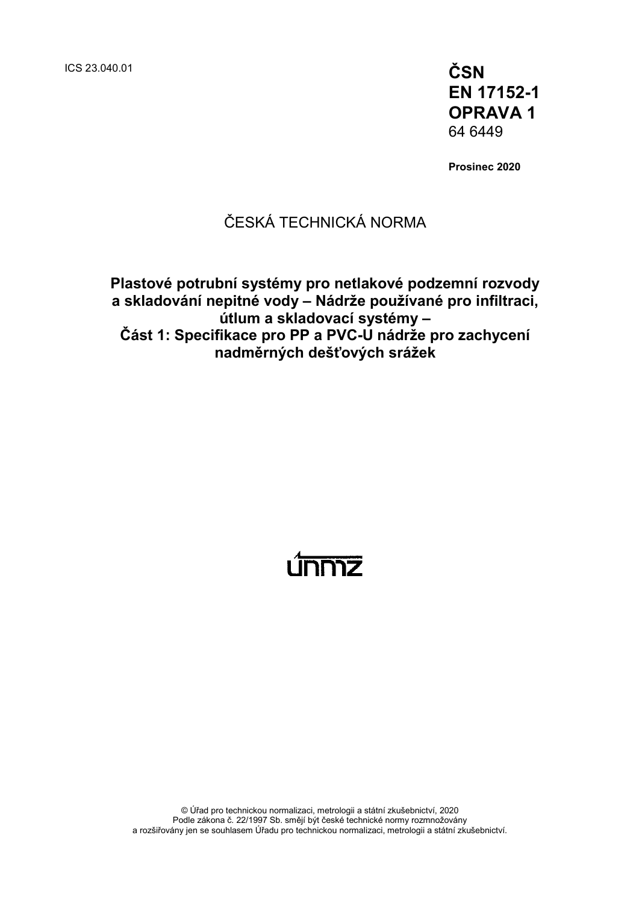ICS 23.040.01

**ČSN**
**EN 17152-1**
**OPRAVA 1**
64 6449

**Prosinec 2020**

ČESKÁ TECHNICKÁ NORMA

# Plastové potrubní systémy pro netlakové podzemní rozvody a skladování nepitné vody – Nádrže používané pro infiltraci, útlum a skladovací systémy – Část 1: Specifikace pro PP a PVC-U nádrže pro zachycení nadměrných dešťových srážek

únmz

© Úřad pro technickou normalizaci, metrologii a státní zkušebnictví, 2020
Podle zákona č. 22/1997 Sb. smějí být české technické normy rozmnožovány
a rozšiřovány jen se souhlasem Úřadu pro technickou normalizaci, metrologii a státní zkušebnictví.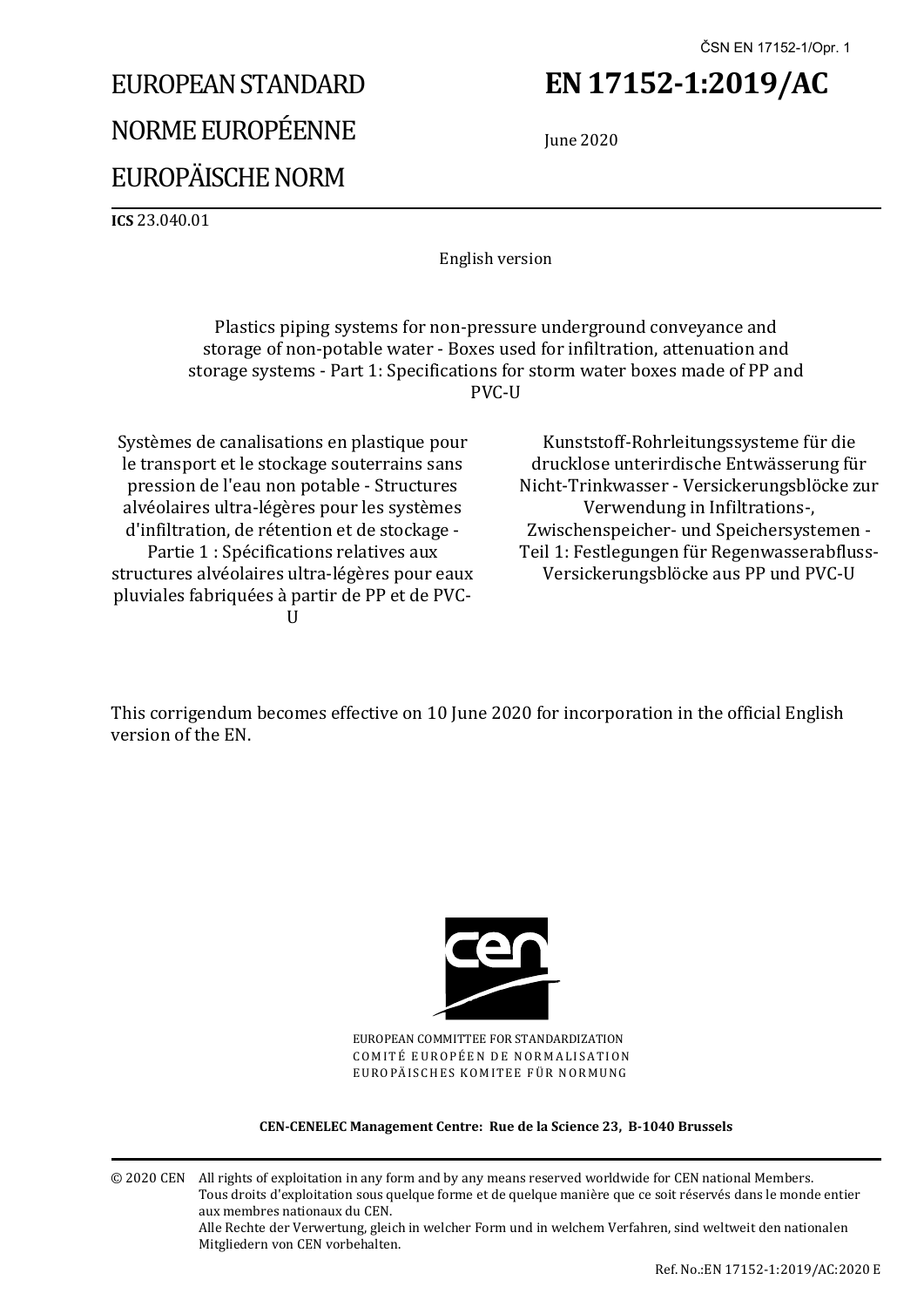ČSN EN 17152-1/Opr. 1

# EUROPEAN STANDARD
# NORME EUROPÉENNE
# EUROPÄISCHE NORM

# EN 17152-1:2019/AC

June 2020

**ICS** 23.040.01

English version

Plastics piping systems for non-pressure underground conveyance and storage of non-potable water - Boxes used for infiltration, attenuation and storage systems - Part 1: Specifications for storm water boxes made of PP and PVC-U

Systèmes de canalisations en plastique pour le transport et le stockage souterrains sans pression de l'eau non potable - Structures alvéolaires ultra-légères pour les systèmes d'infiltration, de rétention et de stockage - Partie 1 : Spécifications relatives aux structures alvéolaires ultra-légères pour eaux pluviales fabriquées à partir de PP et de PVC-U

Kunststoff-Rohrleitungssysteme für die drucklose unterirdische Entwässerung für Nicht-Trinkwasser - Versickerungsblöcke zur Verwendung in Infiltrations-, Zwischenspeicher- und Speichersystemen - Teil 1: Festlegungen für Regenwasserabfluss-Versickerungsblöcke aus PP und PVC-U

This corrigendum becomes effective on 10 June 2020 for incorporation in the official English version of the EN.

EUROPEAN COMMITTEE FOR STANDARDIZATION
COMITÉ EUROPÉEN DE NORMALISATION
EUROPÄISCHES KOMITEE FÜR NORMUNG

**CEN-CENELEC Management Centre: Rue de la Science 23, B-1040 Brussels**

© 2020 CEN All rights of exploitation in any form and by any means reserved worldwide for CEN national Members.
Tous droits d'exploitation sous quelque forme et de quelque manière que ce soit réservés dans le monde entier aux membres nationaux du CEN.
Alle Rechte der Verwertung, gleich in welcher Form und in welchem Verfahren, sind weltweit den nationalen Mitgliedern von CEN vorbehalten.

Ref. No.:EN 17152-1:2019/AC:2020 E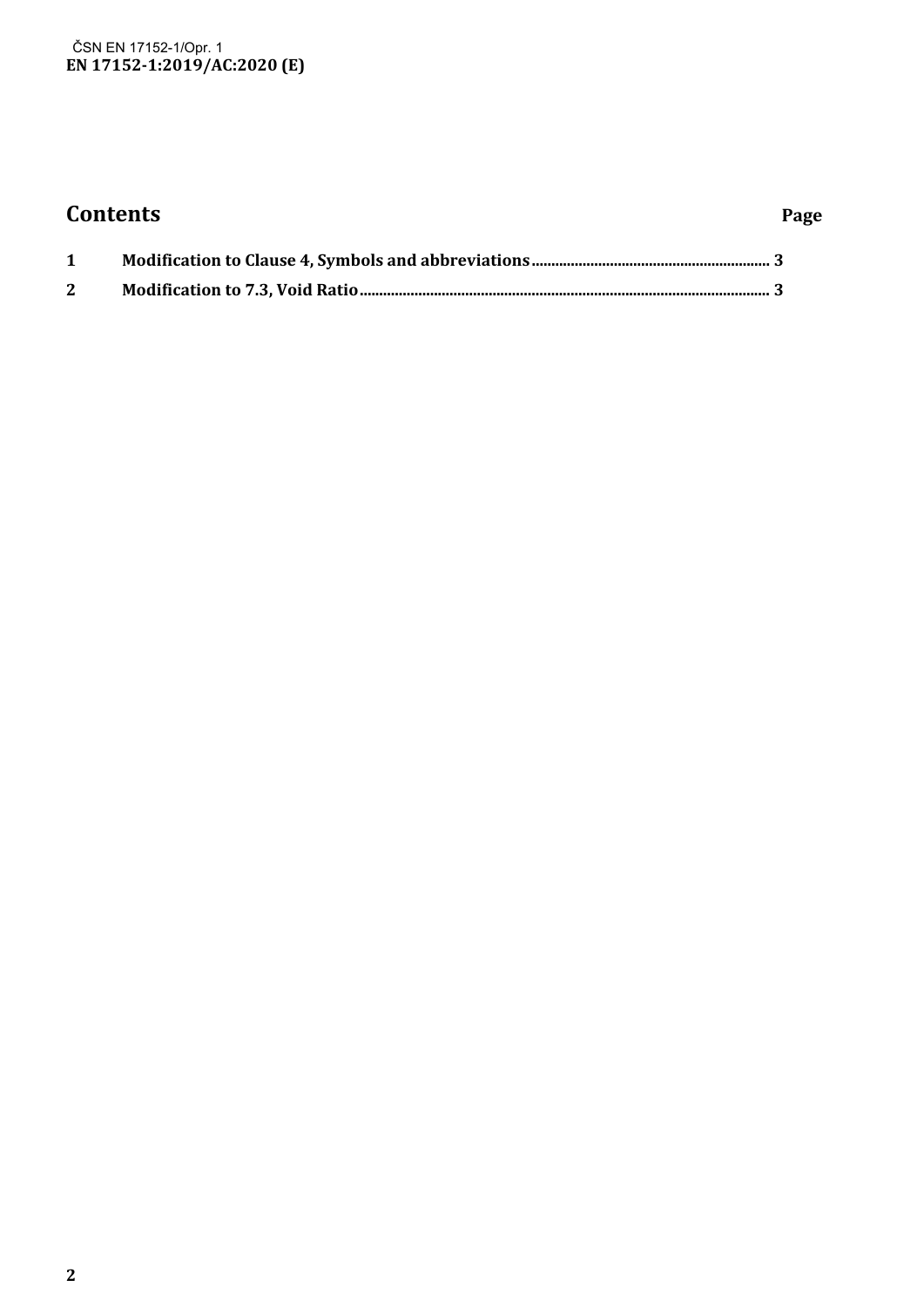# Contents

Page

| | | |
|---|---|---|
| 1 | Modification to Clause 4, Symbols and abbreviations | 3 |
| 2 | Modification to 7.3, Void Ratio | 3 |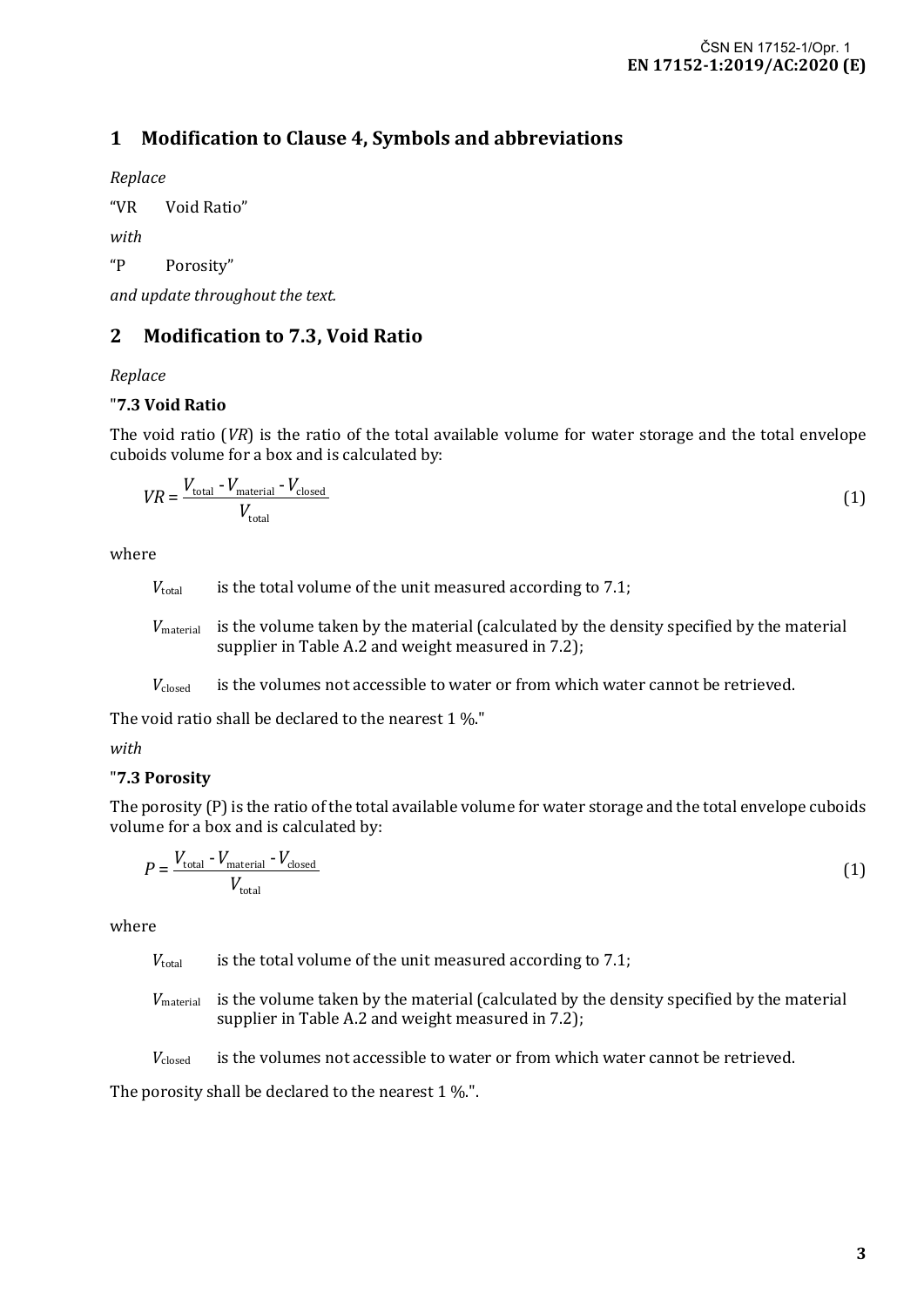## 1 Modification to Clause 4, Symbols and abbreviations

*Replace*

"VR Void Ratio"

*with*

"P Porosity"

*and update throughout the text.*

## 2 Modification to 7.3, Void Ratio

*Replace*

"**7.3 Void Ratio**

The void ratio (*VR*) is the ratio of the total available volume for water storage and the total envelope cuboids volume for a box and is calculated by:

$$VR = \frac{V_{\text{total}} - V_{\text{material}} - V_{\text{closed}}}{V_{\text{total}}} \tag{1}$$

where

$V_{\text{total}}$ is the total volume of the unit measured according to 7.1;

$V_{\text{material}}$ is the volume taken by the material (calculated by the density specified by the material supplier in Table A.2 and weight measured in 7.2);

$V_{\text{closed}}$ is the volumes not accessible to water or from which water cannot be retrieved.

The void ratio shall be declared to the nearest 1 %."

*with*

"**7.3 Porosity**

The porosity (P) is the ratio of the total available volume for water storage and the total envelope cuboids volume for a box and is calculated by:

$$P = \frac{V_{\text{total}} - V_{\text{material}} - V_{\text{closed}}}{V_{\text{total}}} \tag{1}$$

where

$V_{\text{total}}$ is the total volume of the unit measured according to 7.1;

$V_{\text{material}}$ is the volume taken by the material (calculated by the density specified by the material supplier in Table A.2 and weight measured in 7.2);

$V_{\text{closed}}$ is the volumes not accessible to water or from which water cannot be retrieved.

The porosity shall be declared to the nearest 1 %.".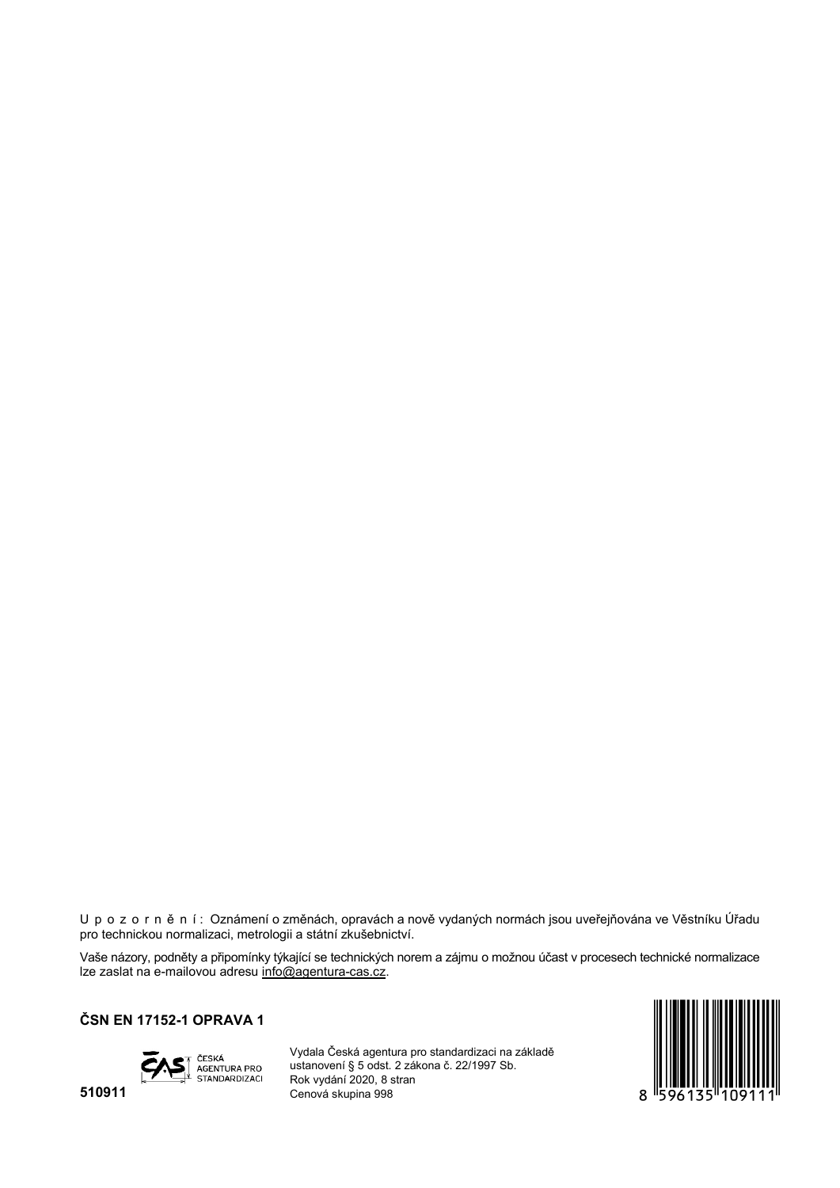U p o z o r n ě n í : Oznámení o změnách, opravách a nově vydaných normách jsou uveřejňována ve Věstníku Úřadu pro technickou normalizaci, metrologii a státní zkušebnictví.

Vaše názory, podněty a připomínky týkající se technických norem a zájmu o možnou účast v procesech technické normalizace lze zaslat na e-mailovou adresu info@agentura-cas.cz.

**ČSN EN 17152-1 OPRAVA 1**

ČESKÁ AGENTURA PRO STANDARDIZACI

**510911**

Vydala Česká agentura pro standardizaci na základě ustanovení § 5 odst. 2 zákona č. 22/1997 Sb.
Rok vydání 2020, 8 stran
Cenová skupina 998

8 596135 109111